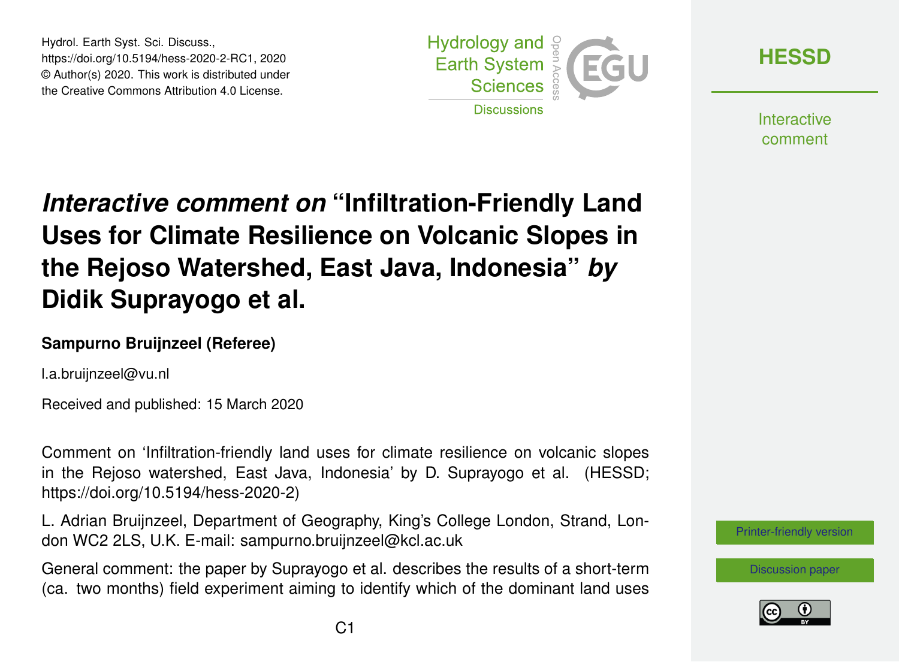Hydrol. Earth Syst. Sci. Discuss.,
https://doi.org/10.5194/hess-2020-2-RC1, 2020
© Author(s) 2020. This work is distributed under
the Creative Commons Attribution 4.0 License.

# *Interactive comment on* "Infiltration-Friendly Land Uses for Climate Resilience on Volcanic Slopes in the Rejoso Watershed, East Java, Indonesia" *by* Didik Suprayogo et al.

### Sampurno Bruijnzeel (Referee)

l.a.bruijnzeel@vu.nl

Received and published: 15 March 2020

Comment on 'Infiltration-friendly land uses for climate resilience on volcanic slopes in the Rejoso watershed, East Java, Indonesia' by D. Suprayogo et al. (HESSD; https://doi.org/10.5194/hess-2020-2)

L. Adrian Bruijnzeel, Department of Geography, King's College London, Strand, London WC2 2LS, U.K. E-mail: sampurno.bruijnzeel@kcl.ac.uk

General comment: the paper by Suprayogo et al. describes the results of a short-term (ca. two months) field experiment aiming to identify which of the dominant land uses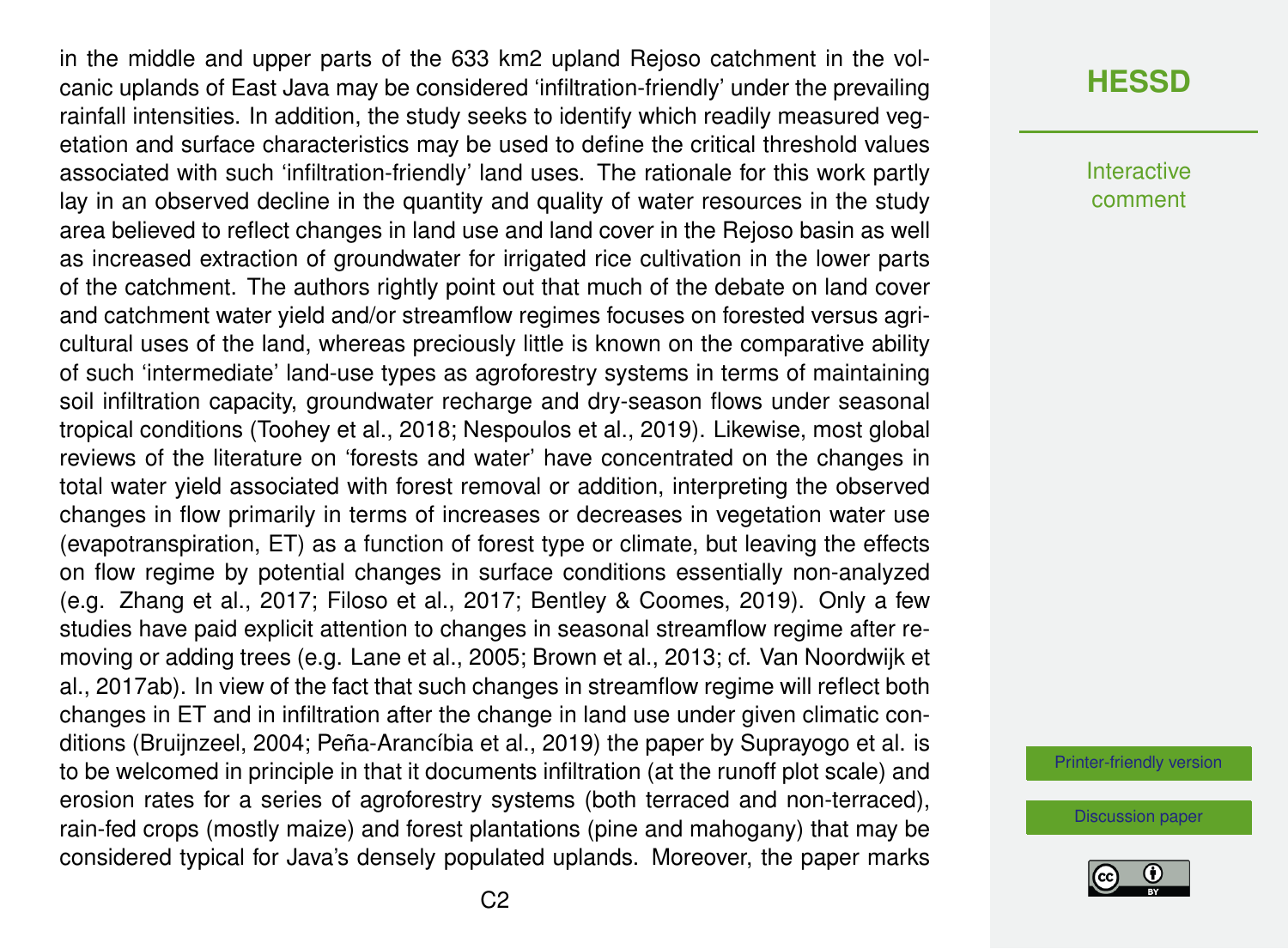in the middle and upper parts of the 633 km2 upland Rejoso catchment in the volcanic uplands of East Java may be considered 'infiltration-friendly' under the prevailing rainfall intensities. In addition, the study seeks to identify which readily measured vegetation and surface characteristics may be used to define the critical threshold values associated with such 'infiltration-friendly' land uses. The rationale for this work partly lay in an observed decline in the quantity and quality of water resources in the study area believed to reflect changes in land use and land cover in the Rejoso basin as well as increased extraction of groundwater for irrigated rice cultivation in the lower parts of the catchment. The authors rightly point out that much of the debate on land cover and catchment water yield and/or streamflow regimes focuses on forested versus agricultural uses of the land, whereas preciously little is known on the comparative ability of such 'intermediate' land-use types as agroforestry systems in terms of maintaining soil infiltration capacity, groundwater recharge and dry-season flows under seasonal tropical conditions (Toohey et al., 2018; Nespoulos et al., 2019). Likewise, most global reviews of the literature on 'forests and water' have concentrated on the changes in total water yield associated with forest removal or addition, interpreting the observed changes in flow primarily in terms of increases or decreases in vegetation water use (evapotranspiration, ET) as a function of forest type or climate, but leaving the effects on flow regime by potential changes in surface conditions essentially non-analyzed (e.g. Zhang et al., 2017; Filoso et al., 2017; Bentley & Coomes, 2019). Only a few studies have paid explicit attention to changes in seasonal streamflow regime after removing or adding trees (e.g. Lane et al., 2005; Brown et al., 2013; cf. Van Noordwijk et al., 2017ab). In view of the fact that such changes in streamflow regime will reflect both changes in ET and in infiltration after the change in land use under given climatic conditions (Bruijnzeel, 2004; Peña-Arancíbia et al., 2019) the paper by Suprayogo et al. is to be welcomed in principle in that it documents infiltration (at the runoff plot scale) and erosion rates for a series of agroforestry systems (both terraced and non-terraced), rain-fed crops (mostly maize) and forest plantations (pine and mahogany) that may be considered typical for Java's densely populated uplands. Moreover, the paper marks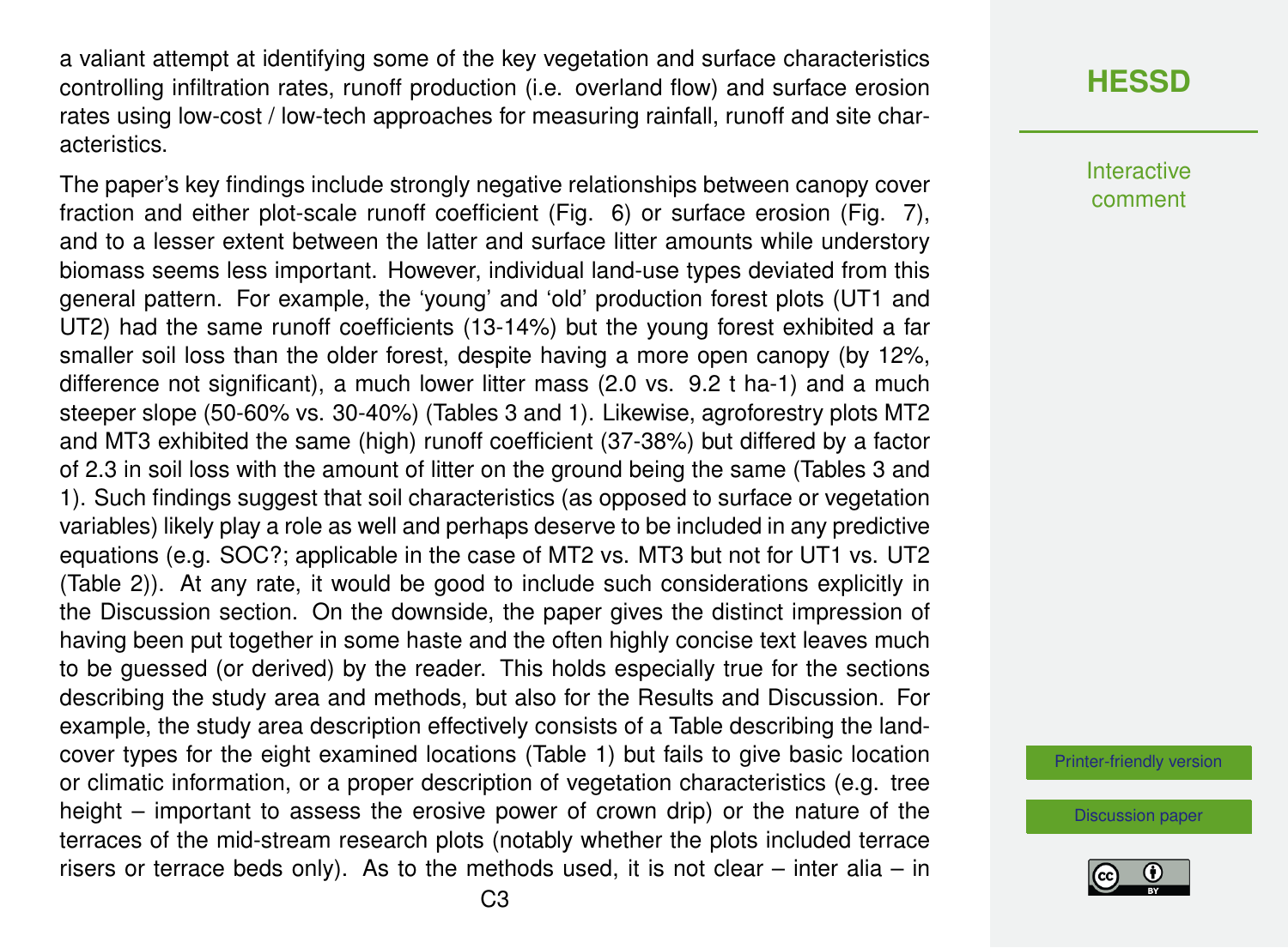a valiant attempt at identifying some of the key vegetation and surface characteristics controlling infiltration rates, runoff production (i.e. overland flow) and surface erosion rates using low-cost / low-tech approaches for measuring rainfall, runoff and site characteristics.

The paper's key findings include strongly negative relationships between canopy cover fraction and either plot-scale runoff coefficient (Fig. 6) or surface erosion (Fig. 7), and to a lesser extent between the latter and surface litter amounts while understory biomass seems less important. However, individual land-use types deviated from this general pattern. For example, the 'young' and 'old' production forest plots (UT1 and UT2) had the same runoff coefficients (13-14%) but the young forest exhibited a far smaller soil loss than the older forest, despite having a more open canopy (by 12%, difference not significant), a much lower litter mass (2.0 vs. 9.2 t ha-1) and a much steeper slope (50-60% vs. 30-40%) (Tables 3 and 1). Likewise, agroforestry plots MT2 and MT3 exhibited the same (high) runoff coefficient (37-38%) but differed by a factor of 2.3 in soil loss with the amount of litter on the ground being the same (Tables 3 and 1). Such findings suggest that soil characteristics (as opposed to surface or vegetation variables) likely play a role as well and perhaps deserve to be included in any predictive equations (e.g. SOC?; applicable in the case of MT2 vs. MT3 but not for UT1 vs. UT2 (Table 2)). At any rate, it would be good to include such considerations explicitly in the Discussion section. On the downside, the paper gives the distinct impression of having been put together in some haste and the often highly concise text leaves much to be guessed (or derived) by the reader. This holds especially true for the sections describing the study area and methods, but also for the Results and Discussion. For example, the study area description effectively consists of a Table describing the land-cover types for the eight examined locations (Table 1) but fails to give basic location or climatic information, or a proper description of vegetation characteristics (e.g. tree height – important to assess the erosive power of crown drip) or the nature of the terraces of the mid-stream research plots (notably whether the plots included terrace risers or terrace beds only). As to the methods used, it is not clear – inter alia – in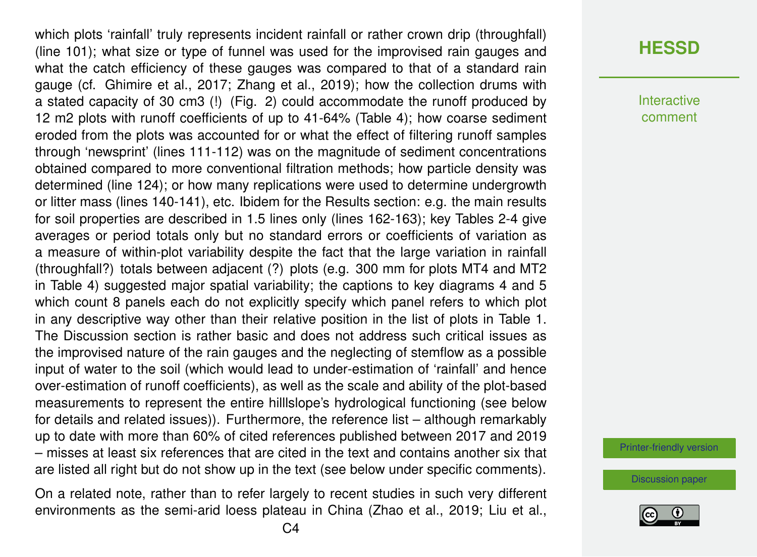which plots 'rainfall' truly represents incident rainfall or rather crown drip (throughfall) (line 101); what size or type of funnel was used for the improvised rain gauges and what the catch efficiency of these gauges was compared to that of a standard rain gauge (cf. Ghimire et al., 2017; Zhang et al., 2019); how the collection drums with a stated capacity of 30 $cm^3$ (!) (Fig. 2) could accommodate the runoff produced by 12 $m^2$ plots with runoff coefficients of up to 41-64% (Table 4); how coarse sediment eroded from the plots was accounted for or what the effect of filtering runoff samples through 'newsprint' (lines 111-112) was on the magnitude of sediment concentrations obtained compared to more conventional filtration methods; how particle density was determined (line 124); or how many replications were used to determine undergrowth or litter mass (lines 140-141), etc. Ibidem for the Results section: e.g. the main results for soil properties are described in 1.5 lines only (lines 162-163); key Tables 2-4 give averages or period totals only but no standard errors or coefficients of variation as a measure of within-plot variability despite the fact that the large variation in rainfall (throughfall?) totals between adjacent (?) plots (e.g. 300 mm for plots MT4 and MT2 in Table 4) suggested major spatial variability; the captions to key diagrams 4 and 5 which count 8 panels each do not explicitly specify which panel refers to which plot in any descriptive way other than their relative position in the list of plots in Table 1. The Discussion section is rather basic and does not address such critical issues as the improvised nature of the rain gauges and the neglecting of stemflow as a possible input of water to the soil (which would lead to under-estimation of 'rainfall' and hence over-estimation of runoff coefficients), as well as the scale and ability of the plot-based measurements to represent the entire hilllslope's hydrological functioning (see below for details and related issues)). Furthermore, the reference list – although remarkably up to date with more than 60% of cited references published between 2017 and 2019 – misses at least six references that are cited in the text and contains another six that are listed all right but do not show up in the text (see below under specific comments).

On a related note, rather than to refer largely to recent studies in such very different environments as the semi-arid loess plateau in China (Zhao et al., 2019; Liu et al.,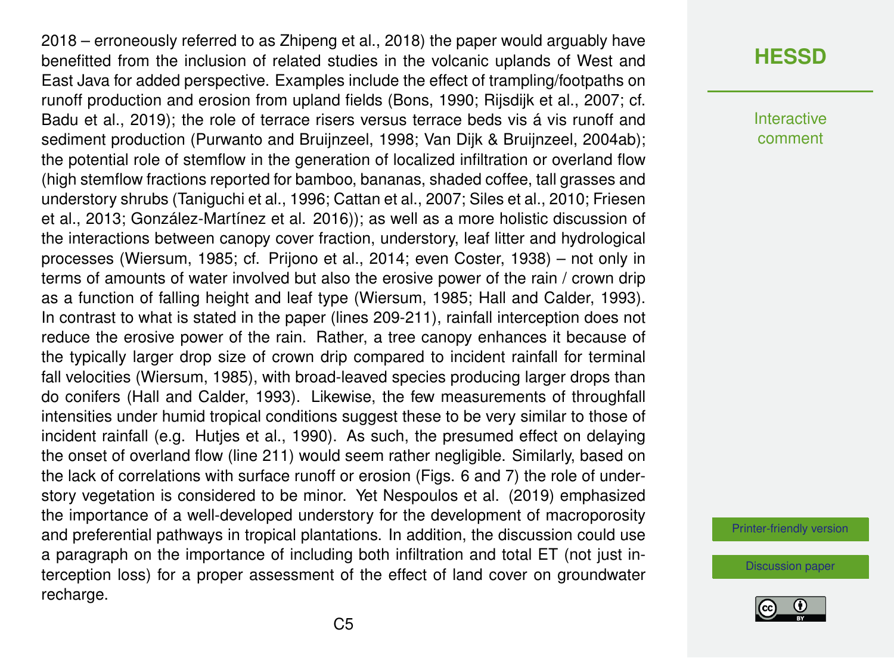2018 – erroneously referred to as Zhipeng et al., 2018) the paper would arguably have benefitted from the inclusion of related studies in the volcanic uplands of West and East Java for added perspective. Examples include the effect of trampling/footpaths on runoff production and erosion from upland fields (Bons, 1990; Rijsdijk et al., 2007; cf. Badu et al., 2019); the role of terrace risers versus terrace beds vis á vis runoff and sediment production (Purwanto and Bruijnzeel, 1998; Van Dijk & Bruijnzeel, 2004ab); the potential role of stemflow in the generation of localized infiltration or overland flow (high stemflow fractions reported for bamboo, bananas, shaded coffee, tall grasses and understory shrubs (Taniguchi et al., 1996; Cattan et al., 2007; Siles et al., 2010; Friesen et al., 2013; González-Martínez et al. 2016)); as well as a more holistic discussion of the interactions between canopy cover fraction, understory, leaf litter and hydrological processes (Wiersum, 1985; cf. Prijono et al., 2014; even Coster, 1938) – not only in terms of amounts of water involved but also the erosive power of the rain / crown drip as a function of falling height and leaf type (Wiersum, 1985; Hall and Calder, 1993). In contrast to what is stated in the paper (lines 209-211), rainfall interception does not reduce the erosive power of the rain. Rather, a tree canopy enhances it because of the typically larger drop size of crown drip compared to incident rainfall for terminal fall velocities (Wiersum, 1985), with broad-leaved species producing larger drops than do conifers (Hall and Calder, 1993). Likewise, the few measurements of throughfall intensities under humid tropical conditions suggest these to be very similar to those of incident rainfall (e.g. Hutjes et al., 1990). As such, the presumed effect on delaying the onset of overland flow (line 211) would seem rather negligible. Similarly, based on the lack of correlations with surface runoff or erosion (Figs. 6 and 7) the role of understory vegetation is considered to be minor. Yet Nespoulos et al. (2019) emphasized the importance of a well-developed understory for the development of macroporosity and preferential pathways in tropical plantations. In addition, the discussion could use a paragraph on the importance of including both infiltration and total ET (not just interception loss) for a proper assessment of the effect of land cover on groundwater recharge.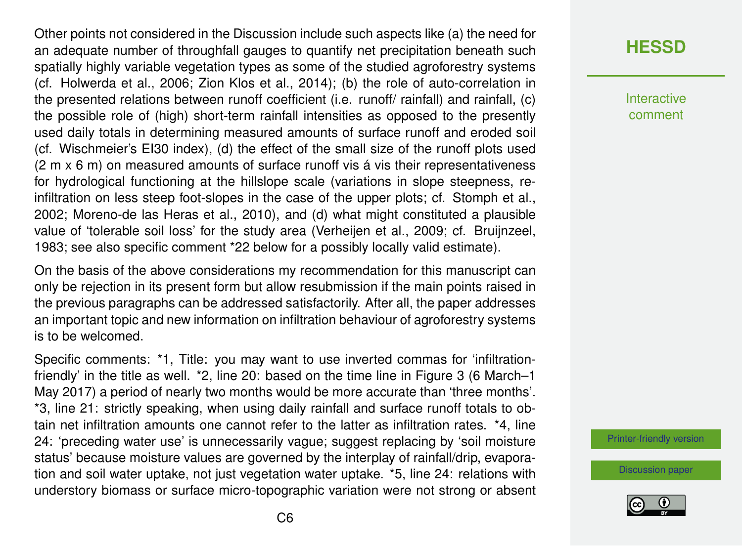Other points not considered in the Discussion include such aspects like (a) the need for an adequate number of throughfall gauges to quantify net precipitation beneath such spatially highly variable vegetation types as some of the studied agroforestry systems (cf. Holwerda et al., 2006; Zion Klos et al., 2014); (b) the role of auto-correlation in the presented relations between runoff coefficient (i.e. runoff/ rainfall) and rainfall, (c) the possible role of (high) short-term rainfall intensities as opposed to the presently used daily totals in determining measured amounts of surface runoff and eroded soil (cf. Wischmeier's EI30 index), (d) the effect of the small size of the runoff plots used (2 m x 6 m) on measured amounts of surface runoff vis á vis their representativeness for hydrological functioning at the hillslope scale (variations in slope steepness, re-infiltration on less steep foot-slopes in the case of the upper plots; cf. Stomph et al., 2002; Moreno-de las Heras et al., 2010), and (d) what might constituted a plausible value of 'tolerable soil loss' for the study area (Verheijen et al., 2009; cf. Bruijnzeel, 1983; see also specific comment *22 below for a possibly locally valid estimate).

On the basis of the above considerations my recommendation for this manuscript can only be rejection in its present form but allow resubmission if the main points raised in the previous paragraphs can be addressed satisfactorily. After all, the paper addresses an important topic and new information on infiltration behaviour of agroforestry systems is to be welcomed.

Specific comments: *1, Title: you may want to use inverted commas for 'infiltration-friendly' in the title as well. *2, line 20: based on the time line in Figure 3 (6 March–1 May 2017) a period of nearly two months would be more accurate than 'three months'. *3, line 21: strictly speaking, when using daily rainfall and surface runoff totals to obtain net infiltration amounts one cannot refer to the latter as infiltration rates. *4, line 24: 'preceding water use' is unnecessarily vague; suggest replacing by 'soil moisture status' because moisture values are governed by the interplay of rainfall/drip, evaporation and soil water uptake, not just vegetation water uptake. *5, line 24: relations with understory biomass or surface micro-topographic variation were not strong or absent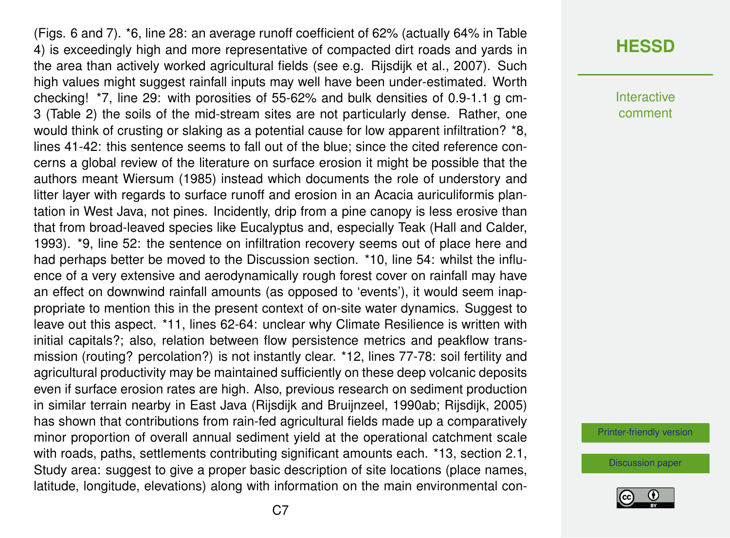(Figs. 6 and 7). *6, line 28: an average runoff coefficient of 62% (actually 64% in Table 4) is exceedingly high and more representative of compacted dirt roads and yards in the area than actively worked agricultural fields (see e.g. Rijsdijk et al., 2007). Such high values might suggest rainfall inputs may well have been under-estimated. Worth checking! *7, line 29: with porosities of 55-62% and bulk densities of 0.9-1.1 g cm-3 (Table 2) the soils of the mid-stream sites are not particularly dense. Rather, one would think of crusting or slaking as a potential cause for low apparent infiltration? *8, lines 41-42: this sentence seems to fall out of the blue; since the cited reference concerns a global review of the literature on surface erosion it might be possible that the authors meant Wiersum (1985) instead which documents the role of understory and litter layer with regards to surface runoff and erosion in an Acacia auriculiformis plantation in West Java, not pines. Incidently, drip from a pine canopy is less erosive than that from broad-leaved species like Eucalyptus and, especially Teak (Hall and Calder, 1993). *9, line 52: the sentence on infiltration recovery seems out of place here and had perhaps better be moved to the Discussion section. *10, line 54: whilst the influence of a very extensive and aerodynamically rough forest cover on rainfall may have an effect on downwind rainfall amounts (as opposed to 'events'), it would seem inappropriate to mention this in the present context of on-site water dynamics. Suggest to leave out this aspect. *11, lines 62-64: unclear why Climate Resilience is written with initial capitals?; also, relation between flow persistence metrics and peakflow transmission (routing? percolation?) is not instantly clear. *12, lines 77-78: soil fertility and agricultural productivity may be maintained sufficiently on these deep volcanic deposits even if surface erosion rates are high. Also, previous research on sediment production in similar terrain nearby in East Java (Rijsdijk and Bruijnzeel, 1990ab; Rijsdijk, 2005) has shown that contributions from rain-fed agricultural fields made up a comparatively minor proportion of overall annual sediment yield at the operational catchment scale with roads, paths, settlements contributing significant amounts each. *13, section 2.1, Study area: suggest to give a proper basic description of site locations (place names, latitude, longitude, elevations) along with information on the main environmental con-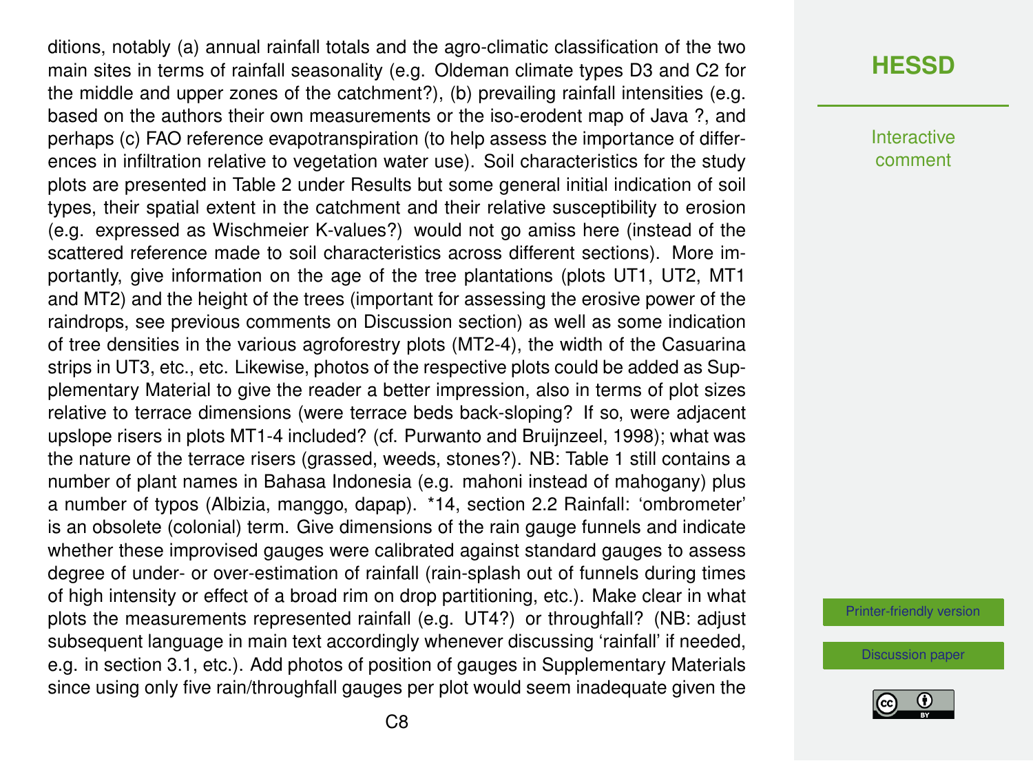ditions, notably (a) annual rainfall totals and the agro-climatic classification of the two main sites in terms of rainfall seasonality (e.g. Oldeman climate types D3 and C2 for the middle and upper zones of the catchment?), (b) prevailing rainfall intensities (e.g. based on the authors their own measurements or the iso-erodent map of Java ?, and perhaps (c) FAO reference evapotranspiration (to help assess the importance of differences in infiltration relative to vegetation water use). Soil characteristics for the study plots are presented in Table 2 under Results but some general initial indication of soil types, their spatial extent in the catchment and their relative susceptibility to erosion (e.g. expressed as Wischmeier K-values?) would not go amiss here (instead of the scattered reference made to soil characteristics across different sections). More importantly, give information on the age of the tree plantations (plots UT1, UT2, MT1 and MT2) and the height of the trees (important for assessing the erosive power of the raindrops, see previous comments on Discussion section) as well as some indication of tree densities in the various agroforestry plots (MT2-4), the width of the Casuarina strips in UT3, etc., etc. Likewise, photos of the respective plots could be added as Supplementary Material to give the reader a better impression, also in terms of plot sizes relative to terrace dimensions (were terrace beds back-sloping? If so, were adjacent upslope risers in plots MT1-4 included? (cf. Purwanto and Bruijnzeel, 1998); what was the nature of the terrace risers (grassed, weeds, stones?). NB: Table 1 still contains a number of plant names in Bahasa Indonesia (e.g. mahoni instead of mahogany) plus a number of typos (Albizia, manggo, dapap). *14, section 2.2 Rainfall: 'ombrometer' is an obsolete (colonial) term. Give dimensions of the rain gauge funnels and indicate whether these improvised gauges were calibrated against standard gauges to assess degree of under- or over-estimation of rainfall (rain-splash out of funnels during times of high intensity or effect of a broad rim on drop partitioning, etc.). Make clear in what plots the measurements represented rainfall (e.g. UT4?) or throughfall? (NB: adjust subsequent language in main text accordingly whenever discussing 'rainfall' if needed, e.g. in section 3.1, etc.). Add photos of position of gauges in Supplementary Materials since using only five rain/throughfall gauges per plot would seem inadequate given the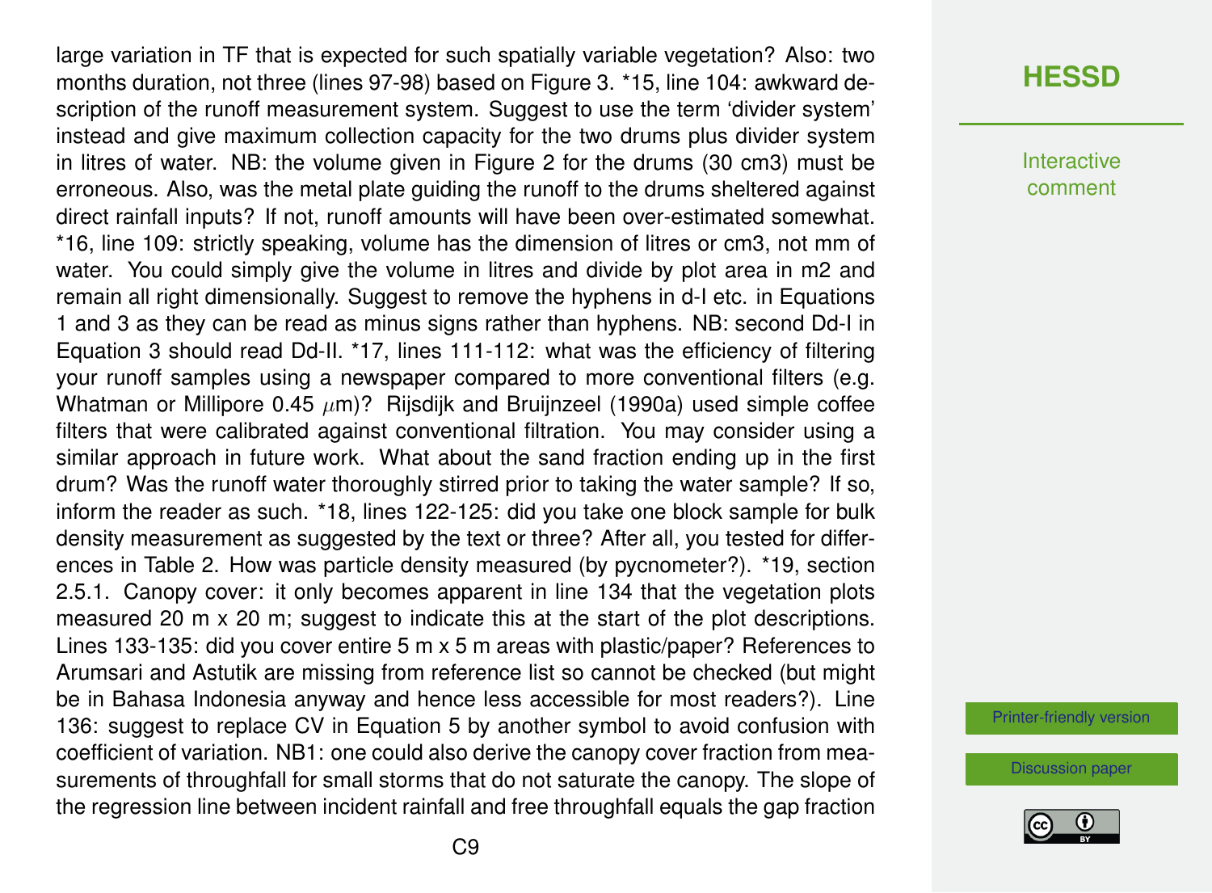large variation in TF that is expected for such spatially variable vegetation? Also: two months duration, not three (lines 97-98) based on Figure 3. *15, line 104: awkward description of the runoff measurement system. Suggest to use the term 'divider system' instead and give maximum collection capacity for the two drums plus divider system in litres of water. NB: the volume given in Figure 2 for the drums (30 cm3) must be erroneous. Also, was the metal plate guiding the runoff to the drums sheltered against direct rainfall inputs? If not, runoff amounts will have been over-estimated somewhat. *16, line 109: strictly speaking, volume has the dimension of litres or cm3, not mm of water. You could simply give the volume in litres and divide by plot area in m2 and remain all right dimensionally. Suggest to remove the hyphens in d-I etc. in Equations 1 and 3 as they can be read as minus signs rather than hyphens. NB: second Dd-I in Equation 3 should read Dd-II. *17, lines 111-112: what was the efficiency of filtering your runoff samples using a newspaper compared to more conventional filters (e.g. Whatman or Millipore 0.45 $\mu$m)? Rijsdijk and Bruijnzeel (1990a) used simple coffee filters that were calibrated against conventional filtration. You may consider using a similar approach in future work. What about the sand fraction ending up in the first drum? Was the runoff water thoroughly stirred prior to taking the water sample? If so, inform the reader as such. *18, lines 122-125: did you take one block sample for bulk density measurement as suggested by the text or three? After all, you tested for differences in Table 2. How was particle density measured (by pycnometer?). *19, section 2.5.1. Canopy cover: it only becomes apparent in line 134 that the vegetation plots measured 20 m x 20 m; suggest to indicate this at the start of the plot descriptions. Lines 133-135: did you cover entire 5 m x 5 m areas with plastic/paper? References to Arumsari and Astutik are missing from reference list so cannot be checked (but might be in Bahasa Indonesia anyway and hence less accessible for most readers?). Line 136: suggest to replace CV in Equation 5 by another symbol to avoid confusion with coefficient of variation. NB1: one could also derive the canopy cover fraction from measurements of throughfall for small storms that do not saturate the canopy. The slope of the regression line between incident rainfall and free throughfall equals the gap fraction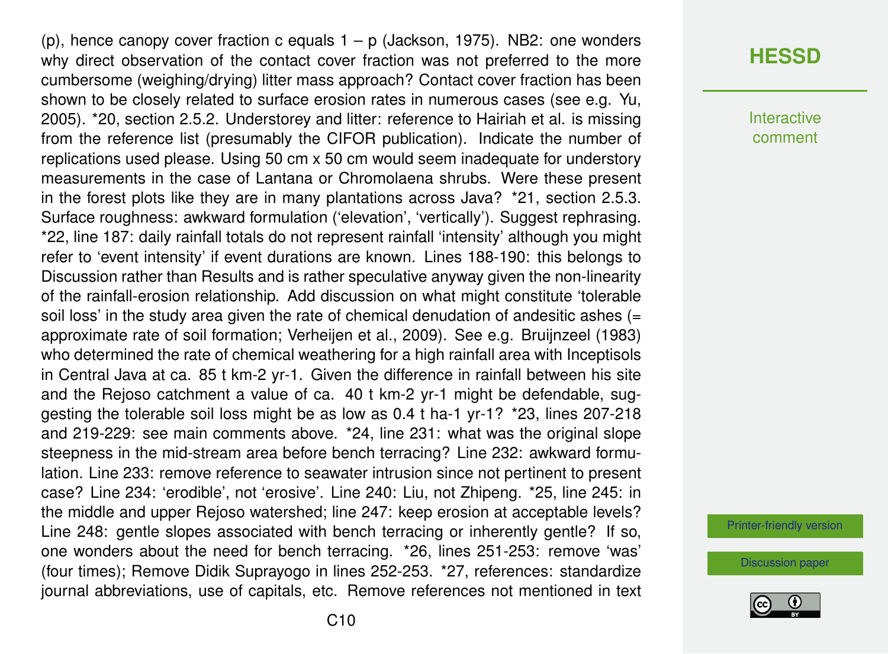(p), hence canopy cover fraction c equals 1 – p (Jackson, 1975). NB2: one wonders why direct observation of the contact cover fraction was not preferred to the more cumbersome (weighing/drying) litter mass approach? Contact cover fraction has been shown to be closely related to surface erosion rates in numerous cases (see e.g. Yu, 2005). *20, section 2.5.2. Understorey and litter: reference to Hairiah et al. is missing from the reference list (presumably the CIFOR publication). Indicate the number of replications used please. Using 50 cm x 50 cm would seem inadequate for understory measurements in the case of Lantana or Chromolaena shrubs. Were these present in the forest plots like they are in many plantations across Java? *21, section 2.5.3. Surface roughness: awkward formulation ('elevation', 'vertically'). Suggest rephrasing. *22, line 187: daily rainfall totals do not represent rainfall 'intensity' although you might refer to 'event intensity' if event durations are known. Lines 188-190: this belongs to Discussion rather than Results and is rather speculative anyway given the non-linearity of the rainfall-erosion relationship. Add discussion on what might constitute 'tolerable soil loss' in the study area given the rate of chemical denudation of andesitic ashes (= approximate rate of soil formation; Verheijen et al., 2009). See e.g. Bruijnzeel (1983) who determined the rate of chemical weathering for a high rainfall area with Inceptisols in Central Java at ca. 85 t km-2 yr-1. Given the difference in rainfall between his site and the Rejoso catchment a value of ca. 40 t km-2 yr-1 might be defendable, suggesting the tolerable soil loss might be as low as 0.4 t ha-1 yr-1? *23, lines 207-218 and 219-229: see main comments above. *24, line 231: what was the original slope steepness in the mid-stream area before bench terracing? Line 232: awkward formulation. Line 233: remove reference to seawater intrusion since not pertinent to present case? Line 234: 'erodible', not 'erosive'. Line 240: Liu, not Zhipeng. *25, line 245: in the middle and upper Rejoso watershed; line 247: keep erosion at acceptable levels? Line 248: gentle slopes associated with bench terracing or inherently gentle? If so, one wonders about the need for bench terracing. *26, lines 251-253: remove 'was' (four times); Remove Didik Suprayogo in lines 252-253. *27, references: standardize journal abbreviations, use of capitals, etc. Remove references not mentioned in text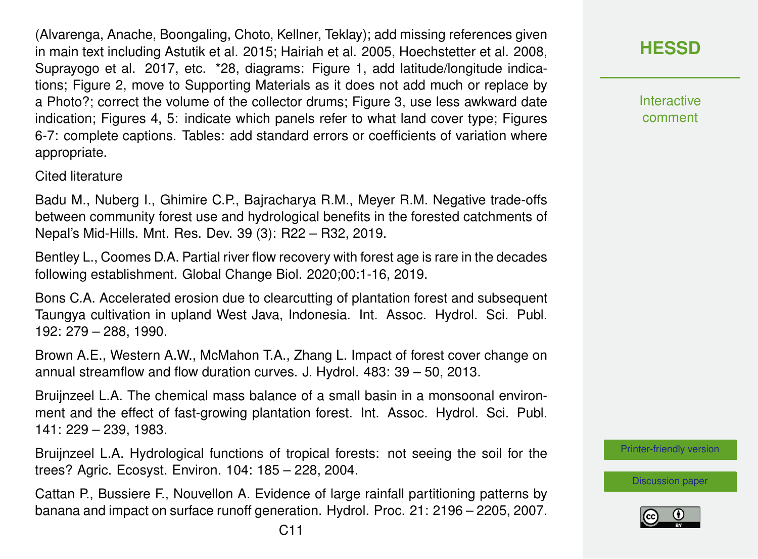(Alvarenga, Anache, Boongaling, Choto, Kellner, Teklay); add missing references given in main text including Astutik et al. 2015; Hairiah et al. 2005, Hoechstetter et al. 2008, Suprayogo et al. 2017, etc. *28, diagrams: Figure 1, add latitude/longitude indications; Figure 2, move to Supporting Materials as it does not add much or replace by a Photo?; correct the volume of the collector drums; Figure 3, use less awkward date indication; Figures 4, 5: indicate which panels refer to what land cover type; Figures 6-7: complete captions. Tables: add standard errors or coefficients of variation where appropriate.

Cited literature

Badu M., Nuberg I., Ghimire C.P., Bajracharya R.M., Meyer R.M. Negative trade-offs between community forest use and hydrological benefits in the forested catchments of Nepal's Mid-Hills. Mnt. Res. Dev. 39 (3): R22 – R32, 2019.

Bentley L., Coomes D.A. Partial river flow recovery with forest age is rare in the decades following establishment. Global Change Biol. 2020;00:1-16, 2019.

Bons C.A. Accelerated erosion due to clearcutting of plantation forest and subsequent Taungya cultivation in upland West Java, Indonesia. Int. Assoc. Hydrol. Sci. Publ. 192: 279 – 288, 1990.

Brown A.E., Western A.W., McMahon T.A., Zhang L. Impact of forest cover change on annual streamflow and flow duration curves. J. Hydrol. 483: 39 – 50, 2013.

Bruijnzeel L.A. The chemical mass balance of a small basin in a monsoonal environment and the effect of fast-growing plantation forest. Int. Assoc. Hydrol. Sci. Publ. 141: 229 – 239, 1983.

Bruijnzeel L.A. Hydrological functions of tropical forests: not seeing the soil for the trees? Agric. Ecosyst. Environ. 104: 185 – 228, 2004.

Cattan P., Bussiere F., Nouvellon A. Evidence of large rainfall partitioning patterns by banana and impact on surface runoff generation. Hydrol. Proc. 21: 2196 – 2205, 2007.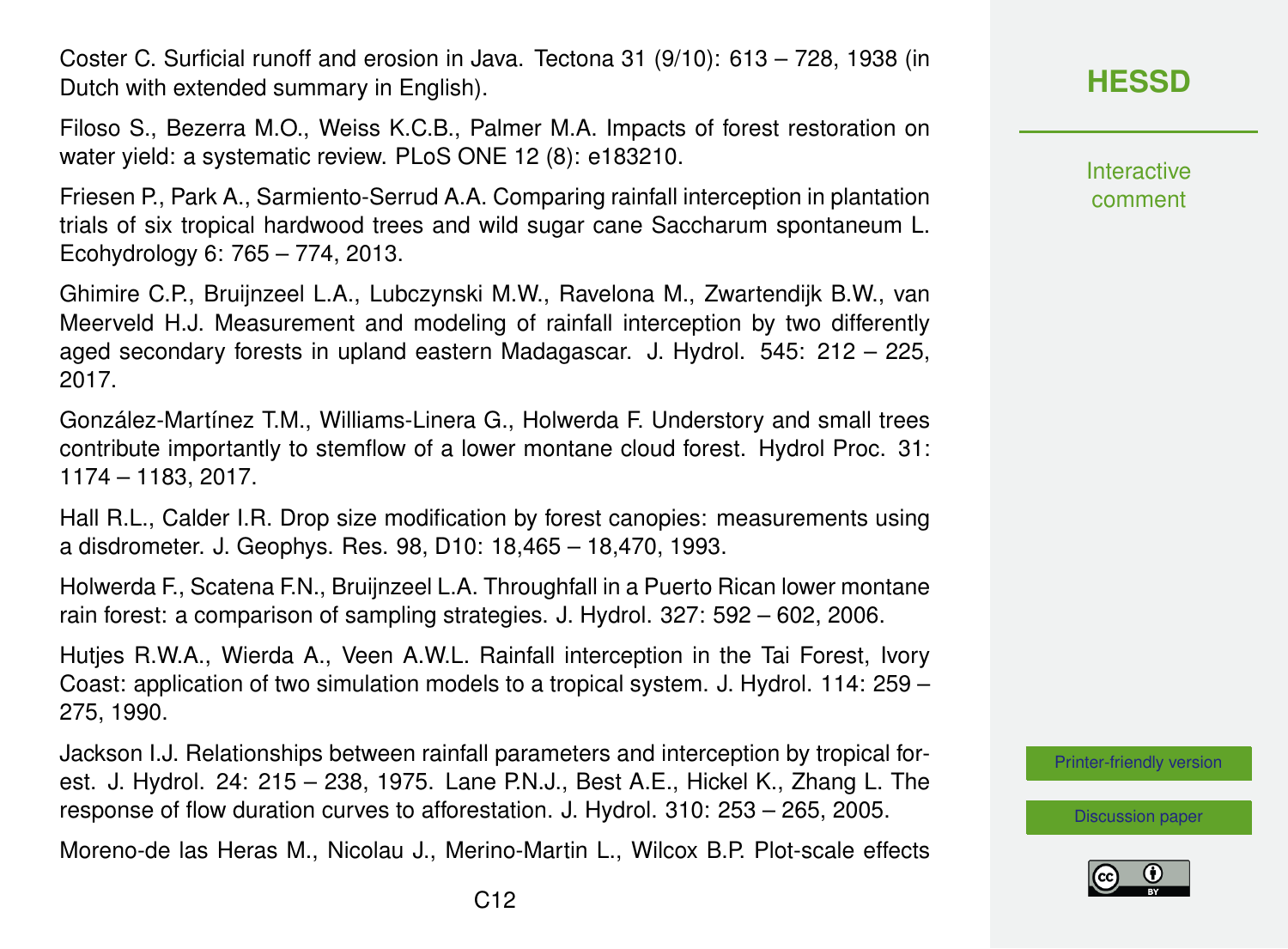Coster C. Surficial runoff and erosion in Java. Tectona 31 (9/10): 613 – 728, 1938 (in Dutch with extended summary in English).

Filoso S., Bezerra M.O., Weiss K.C.B., Palmer M.A. Impacts of forest restoration on water yield: a systematic review. PLoS ONE 12 (8): e183210.

Friesen P., Park A., Sarmiento-Serrud A.A. Comparing rainfall interception in plantation trials of six tropical hardwood trees and wild sugar cane Saccharum spontaneum L. Ecohydrology 6: 765 – 774, 2013.

Ghimire C.P., Bruijnzeel L.A., Lubczynski M.W., Ravelona M., Zwartendijk B.W., van Meerveld H.J. Measurement and modeling of rainfall interception by two differently aged secondary forests in upland eastern Madagascar. J. Hydrol. 545: 212 – 225, 2017.

González-Martínez T.M., Williams-Linera G., Holwerda F. Understory and small trees contribute importantly to stemflow of a lower montane cloud forest. Hydrol Proc. 31: 1174 – 1183, 2017.

Hall R.L., Calder I.R. Drop size modification by forest canopies: measurements using a disdrometer. J. Geophys. Res. 98, D10: 18,465 – 18,470, 1993.

Holwerda F., Scatena F.N., Bruijnzeel L.A. Throughfall in a Puerto Rican lower montane rain forest: a comparison of sampling strategies. J. Hydrol. 327: 592 – 602, 2006.

Hutjes R.W.A., Wierda A., Veen A.W.L. Rainfall interception in the Tai Forest, Ivory Coast: application of two simulation models to a tropical system. J. Hydrol. 114: 259 – 275, 1990.

Jackson I.J. Relationships between rainfall parameters and interception by tropical forest. J. Hydrol. 24: 215 – 238, 1975. Lane P.N.J., Best A.E., Hickel K., Zhang L. The response of flow duration curves to afforestation. J. Hydrol. 310: 253 – 265, 2005.

Moreno-de las Heras M., Nicolau J., Merino-Martin L., Wilcox B.P. Plot-scale effects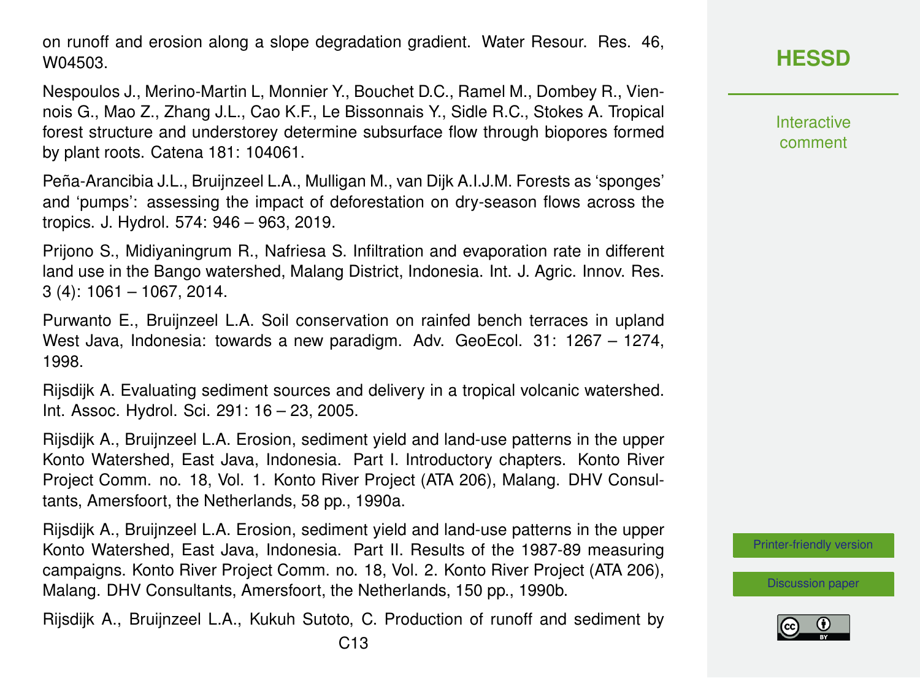on runoff and erosion along a slope degradation gradient. Water Resour. Res. 46, W04503.

Nespoulos J., Merino-Martin L, Monnier Y., Bouchet D.C., Ramel M., Dombey R., Viennois G., Mao Z., Zhang J.L., Cao K.F., Le Bissonnais Y., Sidle R.C., Stokes A. Tropical forest structure and understorey determine subsurface flow through biopores formed by plant roots. Catena 181: 104061.

Peña-Arancibia J.L., Bruijnzeel L.A., Mulligan M., van Dijk A.I.J.M. Forests as 'sponges' and 'pumps': assessing the impact of deforestation on dry-season flows across the tropics. J. Hydrol. 574: 946 – 963, 2019.

Prijono S., Midiyaningrum R., Nafriesa S. Infiltration and evaporation rate in different land use in the Bango watershed, Malang District, Indonesia. Int. J. Agric. Innov. Res. 3 (4): 1061 – 1067, 2014.

Purwanto E., Bruijnzeel L.A. Soil conservation on rainfed bench terraces in upland West Java, Indonesia: towards a new paradigm. Adv. GeoEcol. 31: 1267 – 1274, 1998.

Rijsdijk A. Evaluating sediment sources and delivery in a tropical volcanic watershed. Int. Assoc. Hydrol. Sci. 291: 16 – 23, 2005.

Rijsdijk A., Bruijnzeel L.A. Erosion, sediment yield and land-use patterns in the upper Konto Watershed, East Java, Indonesia. Part I. Introductory chapters. Konto River Project Comm. no. 18, Vol. 1. Konto River Project (ATA 206), Malang. DHV Consultants, Amersfoort, the Netherlands, 58 pp., 1990a.

Rijsdijk A., Bruijnzeel L.A. Erosion, sediment yield and land-use patterns in the upper Konto Watershed, East Java, Indonesia. Part II. Results of the 1987-89 measuring campaigns. Konto River Project Comm. no. 18, Vol. 2. Konto River Project (ATA 206), Malang. DHV Consultants, Amersfoort, the Netherlands, 150 pp., 1990b.

Rijsdijk A., Bruijnzeel L.A., Kukuh Sutoto, C. Production of runoff and sediment by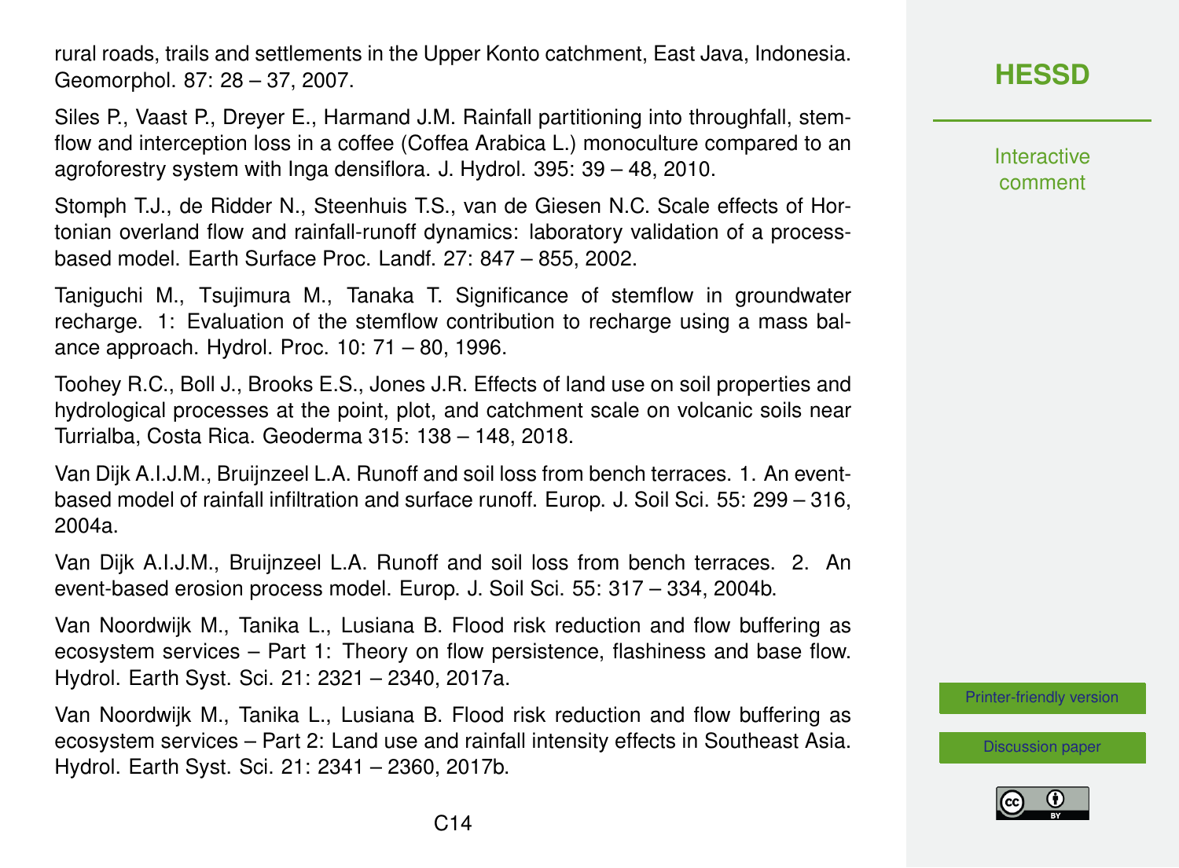rural roads, trails and settlements in the Upper Konto catchment, East Java, Indonesia. Geomorphol. 87: 28 – 37, 2007.

Siles P., Vaast P., Dreyer E., Harmand J.M. Rainfall partitioning into throughfall, stemflow and interception loss in a coffee (Coffea Arabica L.) monoculture compared to an agroforestry system with Inga densiflora. J. Hydrol. 395: 39 – 48, 2010.

Stomph T.J., de Ridder N., Steenhuis T.S., van de Giesen N.C. Scale effects of Hortonian overland flow and rainfall-runoff dynamics: laboratory validation of a process-based model. Earth Surface Proc. Landf. 27: 847 – 855, 2002.

Taniguchi M., Tsujimura M., Tanaka T. Significance of stemflow in groundwater recharge. 1: Evaluation of the stemflow contribution to recharge using a mass balance approach. Hydrol. Proc. 10: 71 – 80, 1996.

Toohey R.C., Boll J., Brooks E.S., Jones J.R. Effects of land use on soil properties and hydrological processes at the point, plot, and catchment scale on volcanic soils near Turrialba, Costa Rica. Geoderma 315: 138 – 148, 2018.

Van Dijk A.I.J.M., Bruijnzeel L.A. Runoff and soil loss from bench terraces. 1. An event-based model of rainfall infiltration and surface runoff. Europ. J. Soil Sci. 55: 299 – 316, 2004a.

Van Dijk A.I.J.M., Bruijnzeel L.A. Runoff and soil loss from bench terraces. 2. An event-based erosion process model. Europ. J. Soil Sci. 55: 317 – 334, 2004b.

Van Noordwijk M., Tanika L., Lusiana B. Flood risk reduction and flow buffering as ecosystem services – Part 1: Theory on flow persistence, flashiness and base flow. Hydrol. Earth Syst. Sci. 21: 2321 – 2340, 2017a.

Van Noordwijk M., Tanika L., Lusiana B. Flood risk reduction and flow buffering as ecosystem services – Part 2: Land use and rainfall intensity effects in Southeast Asia. Hydrol. Earth Syst. Sci. 21: 2341 – 2360, 2017b.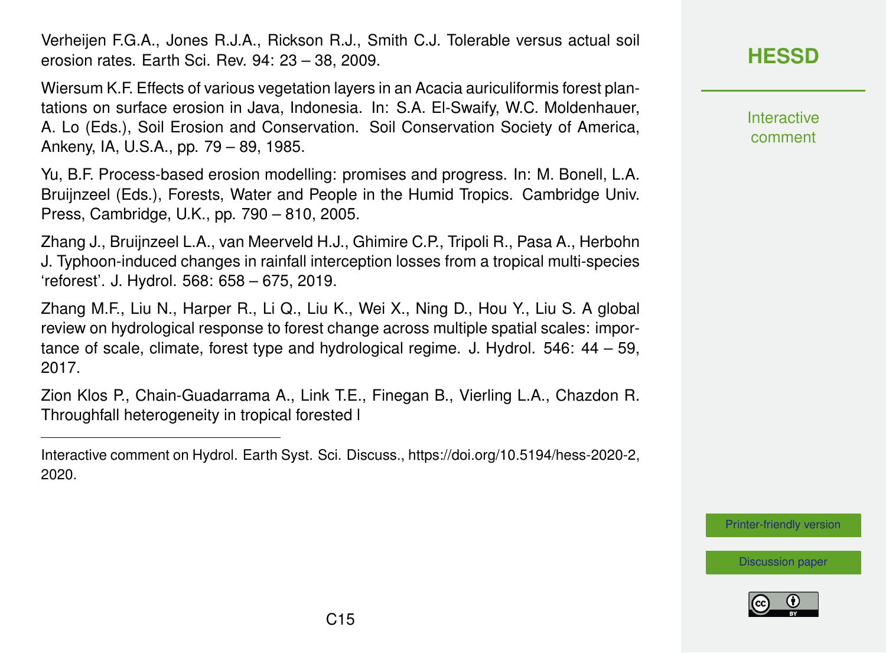Verheijen F.G.A., Jones R.J.A., Rickson R.J., Smith C.J. Tolerable versus actual soil erosion rates. Earth Sci. Rev. 94: 23 – 38, 2009.

Wiersum K.F. Effects of various vegetation layers in an Acacia auriculiformis forest plantations on surface erosion in Java, Indonesia. In: S.A. El-Swaify, W.C. Moldenhauer, A. Lo (Eds.), Soil Erosion and Conservation. Soil Conservation Society of America, Ankeny, IA, U.S.A., pp. 79 – 89, 1985.

Yu, B.F. Process-based erosion modelling: promises and progress. In: M. Bonell, L.A. Bruijnzeel (Eds.), Forests, Water and People in the Humid Tropics. Cambridge Univ. Press, Cambridge, U.K., pp. 790 – 810, 2005.

Zhang J., Bruijnzeel L.A., van Meerveld H.J., Ghimire C.P., Tripoli R., Pasa A., Herbohn J. Typhoon-induced changes in rainfall interception losses from a tropical multi-species 'reforest'. J. Hydrol. 568: 658 – 675, 2019.

Zhang M.F., Liu N., Harper R., Li Q., Liu K., Wei X., Ning D., Hou Y., Liu S. A global review on hydrological response to forest change across multiple spatial scales: importance of scale, climate, forest type and hydrological regime. J. Hydrol. 546: 44 – 59, 2017.

Zion Klos P., Chain-Guadarrama A., Link T.E., Finegan B., Vierling L.A., Chazdon R. Throughfall heterogeneity in tropical forested l

---

Interactive comment on Hydrol. Earth Syst. Sci. Discuss., https://doi.org/10.5194/hess-2020-2, 2020.